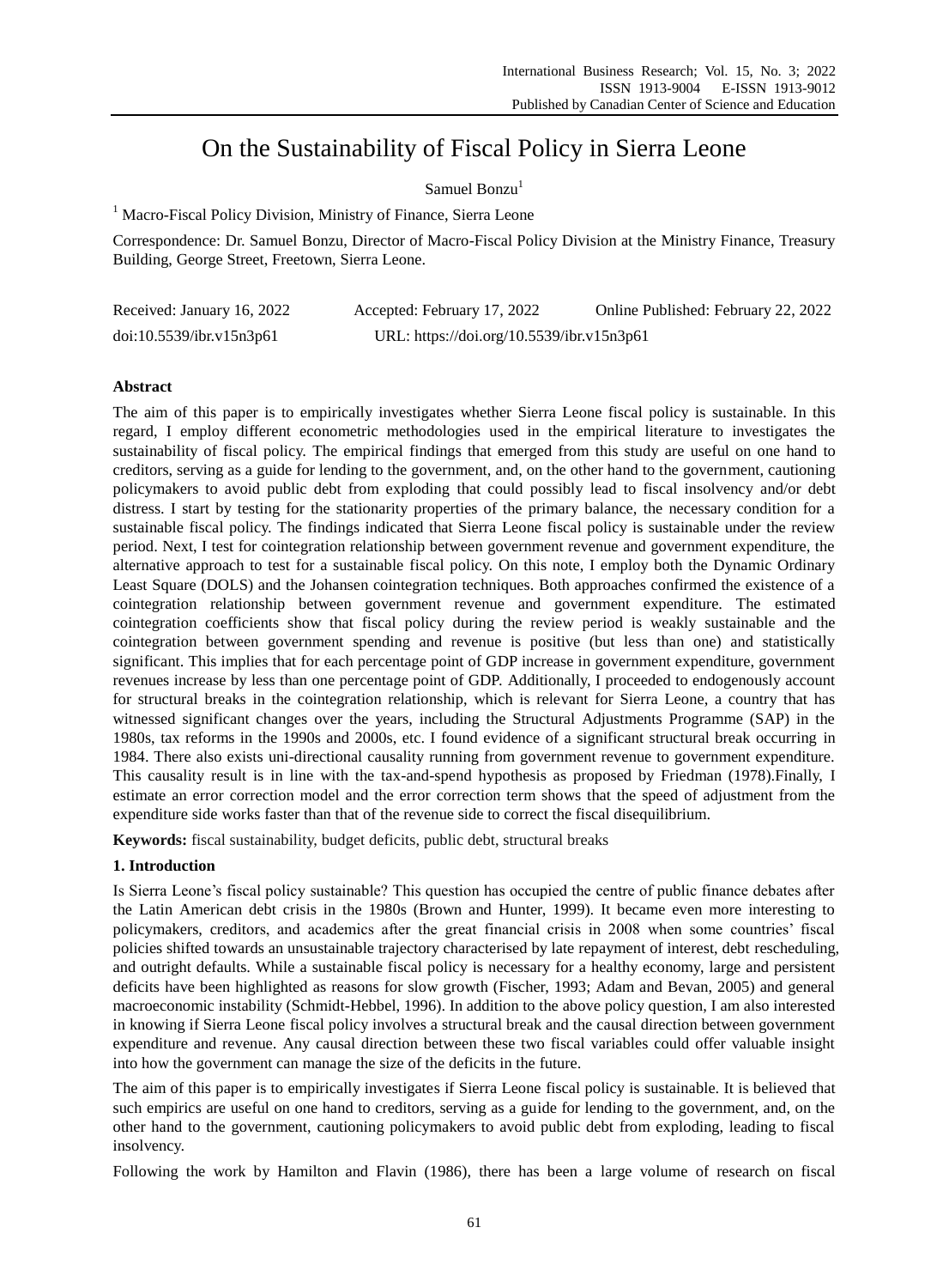# On the Sustainability of Fiscal Policy in Sierra Leone

Samuel Bonzu[1]

[1] Macro-Fiscal Policy Division, Ministry of Finance, Sierra Leone

Correspondence: Dr. Samuel Bonzu, Director of Macro-Fiscal Policy Division at the Ministry Finance, Treasury Building, George Street, Freetown, Sierra Leone.

Received: January 16, 2022 Accepted: February 17, 2022 Online Published: February 22, 2022

doi:10.5539/ibr.v15n3p61 URL: https://doi.org/10.5539/ibr.v15n3p61

## Abstract

The aim of this paper is to empirically investigates whether Sierra Leone fiscal policy is sustainable. In this regard, I employ different econometric methodologies used in the empirical literature to investigates the sustainability of fiscal policy. The empirical findings that emerged from this study are useful on one hand to creditors, serving as a guide for lending to the government, and, on the other hand to the government, cautioning policymakers to avoid public debt from exploding that could possibly lead to fiscal insolvency and/or debt distress. I start by testing for the stationarity properties of the primary balance, the necessary condition for a sustainable fiscal policy. The findings indicated that Sierra Leone fiscal policy is sustainable under the review period. Next, I test for cointegration relationship between government revenue and government expenditure, the alternative approach to test for a sustainable fiscal policy. On this note, I employ both the Dynamic Ordinary Least Square (DOLS) and the Johansen cointegration techniques. Both approaches confirmed the existence of a cointegration relationship between government revenue and government expenditure. The estimated cointegration coefficients show that fiscal policy during the review period is weakly sustainable and the cointegration between government spending and revenue is positive (but less than one) and statistically significant. This implies that for each percentage point of GDP increase in government expenditure, government revenues increase by less than one percentage point of GDP. Additionally, I proceeded to endogenously account for structural breaks in the cointegration relationship, which is relevant for Sierra Leone, a country that has witnessed significant changes over the years, including the Structural Adjustments Programme (SAP) in the 1980s, tax reforms in the 1990s and 2000s, etc. I found evidence of a significant structural break occurring in 1984. There also exists uni-directional causality running from government revenue to government expenditure. This causality result is in line with the tax-and-spend hypothesis as proposed by Friedman (1978).Finally, I estimate an error correction model and the error correction term shows that the speed of adjustment from the expenditure side works faster than that of the revenue side to correct the fiscal disequilibrium.

**Keywords:** fiscal sustainability, budget deficits, public debt, structural breaks

## 1. Introduction

Is Sierra Leone's fiscal policy sustainable? This question has occupied the centre of public finance debates after the Latin American debt crisis in the 1980s (Brown and Hunter, 1999). It became even more interesting to policymakers, creditors, and academics after the great financial crisis in 2008 when some countries' fiscal policies shifted towards an unsustainable trajectory characterised by late repayment of interest, debt rescheduling, and outright defaults. While a sustainable fiscal policy is necessary for a healthy economy, large and persistent deficits have been highlighted as reasons for slow growth (Fischer, 1993; Adam and Bevan, 2005) and general macroeconomic instability (Schmidt-Hebbel, 1996). In addition to the above policy question, I am also interested in knowing if Sierra Leone fiscal policy involves a structural break and the causal direction between government expenditure and revenue. Any causal direction between these two fiscal variables could offer valuable insight into how the government can manage the size of the deficits in the future.

The aim of this paper is to empirically investigates if Sierra Leone fiscal policy is sustainable. It is believed that such empirics are useful on one hand to creditors, serving as a guide for lending to the government, and, on the other hand to the government, cautioning policymakers to avoid public debt from exploding, leading to fiscal insolvency.

Following the work by Hamilton and Flavin (1986), there has been a large volume of research on fiscal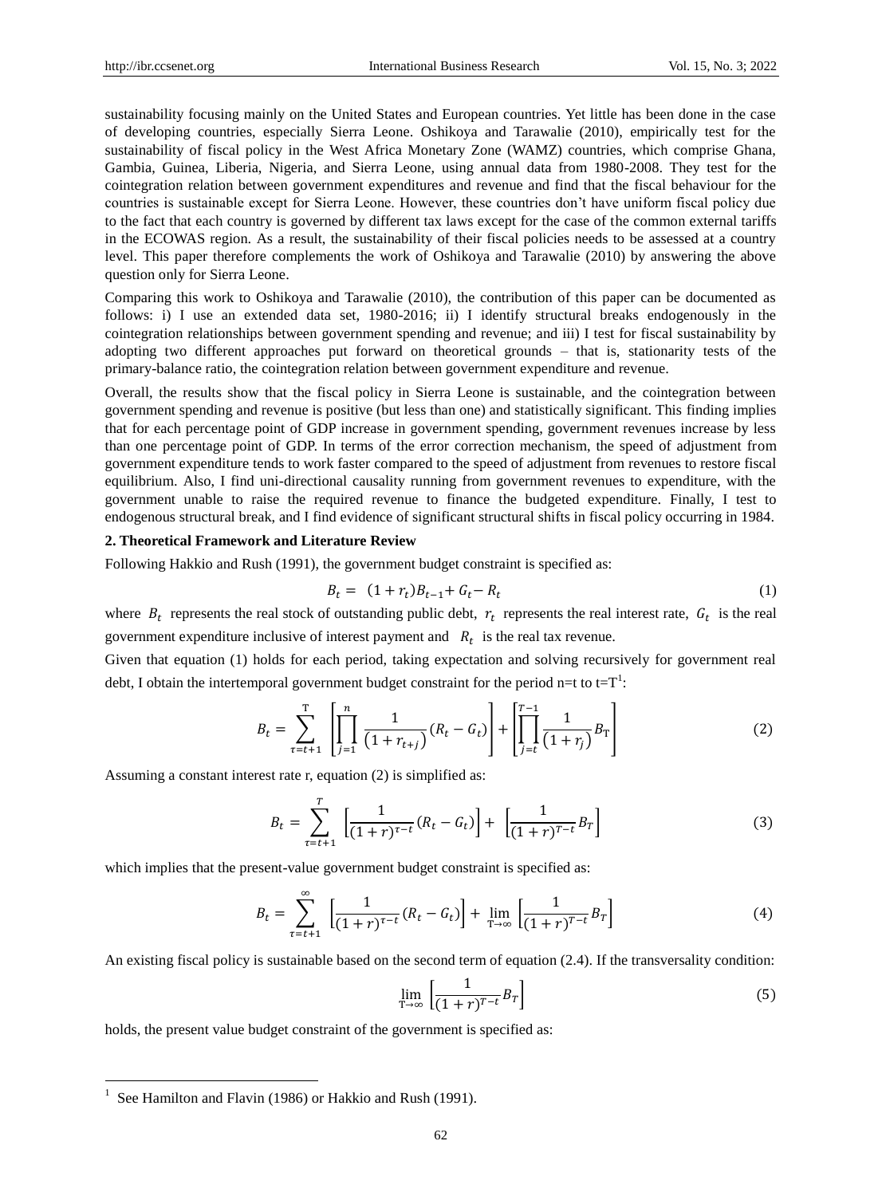sustainability focusing mainly on the United States and European countries. Yet little has been done in the case of developing countries, especially Sierra Leone. Oshikoya and Tarawalie (2010), empirically test for the sustainability of fiscal policy in the West Africa Monetary Zone (WAMZ) countries, which comprise Ghana, Gambia, Guinea, Liberia, Nigeria, and Sierra Leone, using annual data from 1980-2008. They test for the cointegration relation between government expenditures and revenue and find that the fiscal behaviour for the countries is sustainable except for Sierra Leone. However, these countries don't have uniform fiscal policy due to the fact that each country is governed by different tax laws except for the case of the common external tariffs in the ECOWAS region. As a result, the sustainability of their fiscal policies needs to be assessed at a country level. This paper therefore complements the work of Oshikoya and Tarawalie (2010) by answering the above question only for Sierra Leone.

Comparing this work to Oshikoya and Tarawalie (2010), the contribution of this paper can be documented as follows: i) I use an extended data set, 1980-2016; ii) I identify structural breaks endogenously in the cointegration relationships between government spending and revenue; and iii) I test for fiscal sustainability by adopting two different approaches put forward on theoretical grounds – that is, stationarity tests of the primary-balance ratio, the cointegration relation between government expenditure and revenue.

Overall, the results show that the fiscal policy in Sierra Leone is sustainable, and the cointegration between government spending and revenue is positive (but less than one) and statistically significant. This finding implies that for each percentage point of GDP increase in government spending, government revenues increase by less than one percentage point of GDP. In terms of the error correction mechanism, the speed of adjustment from government expenditure tends to work faster compared to the speed of adjustment from revenues to restore fiscal equilibrium. Also, I find uni-directional causality running from government revenues to expenditure, with the government unable to raise the required revenue to finance the budgeted expenditure. Finally, I test to endogenous structural break, and I find evidence of significant structural shifts in fiscal policy occurring in 1984.

## 2. Theoretical Framework and Literature Review

Following Hakkio and Rush (1991), the government budget constraint is specified as:

$$B_t = (1 + r_t)B_{t-1} + G_t - R_t \tag{1}$$

where $B_t$ represents the real stock of outstanding public debt, $r_t$ represents the real interest rate, $G_t$ is the real government expenditure inclusive of interest payment and $R_t$ is the real tax revenue.

Given that equation (1) holds for each period, taking expectation and solving recursively for government real debt, I obtain the intertemporal government budget constraint for the period n=t to t=T[1]:

$$B_t = \sum_{\tau=t+1}^{\mathrm{T}} \left[ \prod_{j=1}^{n} \frac{1}{(1 + r_{t+j})} (R_t - G_t) \right] + \left[ \prod_{j=t}^{T-1} \frac{1}{(1 + r_j)} B_{\mathrm{T}} \right] \tag{2}$$

Assuming a constant interest rate r, equation (2) is simplified as:

$$B_t = \sum_{\tau=t+1}^{T} \left[ \frac{1}{(1 + r)^{\tau - t}} (R_t - G_t) \right] + \left[ \frac{1}{(1 + r)^{T-t}} B_T \right] \tag{3}$$

which implies that the present-value government budget constraint is specified as:

$$B_t = \sum_{\tau=t+1}^{\infty} \left[ \frac{1}{(1 + r)^{\tau - t}} (R_t - G_t) \right] + \lim_{\mathrm{T} \to \infty} \left[ \frac{1}{(1 + r)^{T-t}} B_T \right] \tag{4}$$

An existing fiscal policy is sustainable based on the second term of equation (2.4). If the transversality condition:

$$\lim_{\mathrm{T} \to \infty} \left[ \frac{1}{(1 + r)^{T-t}} B_T \right] \tag{5}$$

holds, the present value budget constraint of the government is specified as:

---

[1] See Hamilton and Flavin (1986) or Hakkio and Rush (1991).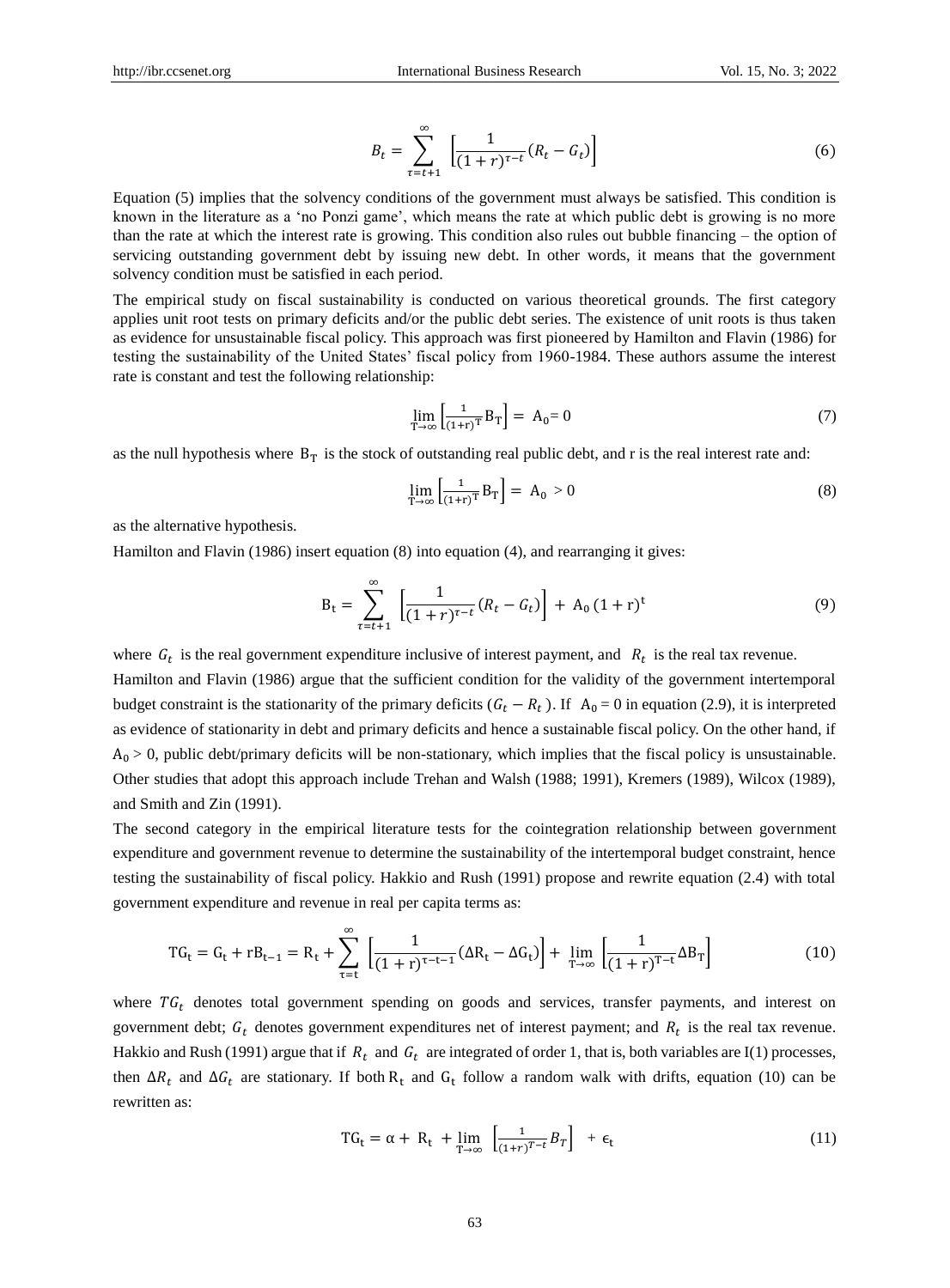$$B_t = \sum_{\tau=t+1}^{\infty} \left[\frac{1}{(1+r)^{\tau-t}}(R_t - G_t)\right] \tag{6}$$

Equation (5) implies that the solvency conditions of the government must always be satisfied. This condition is known in the literature as a 'no Ponzi game', which means the rate at which public debt is growing is no more than the rate at which the interest rate is growing. This condition also rules out bubble financing – the option of servicing outstanding government debt by issuing new debt. In other words, it means that the government solvency condition must be satisfied in each period.

The empirical study on fiscal sustainability is conducted on various theoretical grounds. The first category applies unit root tests on primary deficits and/or the public debt series. The existence of unit roots is thus taken as evidence for unsustainable fiscal policy. This approach was first pioneered by Hamilton and Flavin (1986) for testing the sustainability of the United States' fiscal policy from 1960-1984. These authors assume the interest rate is constant and test the following relationship:

$$\lim_{T\to\infty}\left[\frac{1}{(1+r)^{T}}B_T\right] = A_0 = 0 \tag{7}$$

as the null hypothesis where $B_T$ is the stock of outstanding real public debt, and r is the real interest rate and:

$$\lim_{T\to\infty}\left[\frac{1}{(1+r)^{T}}B_T\right] = A_0 > 0 \tag{8}$$

as the alternative hypothesis.

Hamilton and Flavin (1986) insert equation (8) into equation (4), and rearranging it gives:

$$B_t = \sum_{\tau=t+1}^{\infty} \left[\frac{1}{(1+r)^{\tau-t}}(R_t - G_t)\right] + A_0(1+r)^t \tag{9}$$

where $G_t$ is the real government expenditure inclusive of interest payment, and $R_t$ is the real tax revenue.

Hamilton and Flavin (1986) argue that the sufficient condition for the validity of the government intertemporal budget constraint is the stationarity of the primary deficits $(G_t - R_t)$. If $A_0 = 0$ in equation (2.9), it is interpreted as evidence of stationarity in debt and primary deficits and hence a sustainable fiscal policy. On the other hand, if $A_0 > 0$, public debt/primary deficits will be non-stationary, which implies that the fiscal policy is unsustainable. Other studies that adopt this approach include Trehan and Walsh (1988; 1991), Kremers (1989), Wilcox (1989), and Smith and Zin (1991).

The second category in the empirical literature tests for the cointegration relationship between government expenditure and government revenue to determine the sustainability of the intertemporal budget constraint, hence testing the sustainability of fiscal policy. Hakkio and Rush (1991) propose and rewrite equation (2.4) with total government expenditure and revenue in real per capita terms as:

$$TG_t = G_t + rB_{t-1} = R_t + \sum_{\tau=t}^{\infty}\left[\frac{1}{(1+r)^{\tau-t-1}}(\Delta R_t - \Delta G_t)\right] + \lim_{T\to\infty}\left[\frac{1}{(1+r)^{T-t}}\Delta B_T\right] \tag{10}$$

where $TG_t$ denotes total government spending on goods and services, transfer payments, and interest on government debt; $G_t$ denotes government expenditures net of interest payment; and $R_t$ is the real tax revenue. Hakkio and Rush (1991) argue that if $R_t$ and $G_t$ are integrated of order 1, that is, both variables are I(1) processes, then $\Delta R_t$ and $\Delta G_t$ are stationary. If both $R_t$ and $G_t$ follow a random walk with drifts, equation (10) can be rewritten as:

$$TG_t = \alpha + R_t + \lim_{T\to\infty}\left[\frac{1}{(1+r)^{T-t}}B_T\right] + \epsilon_t \tag{11}$$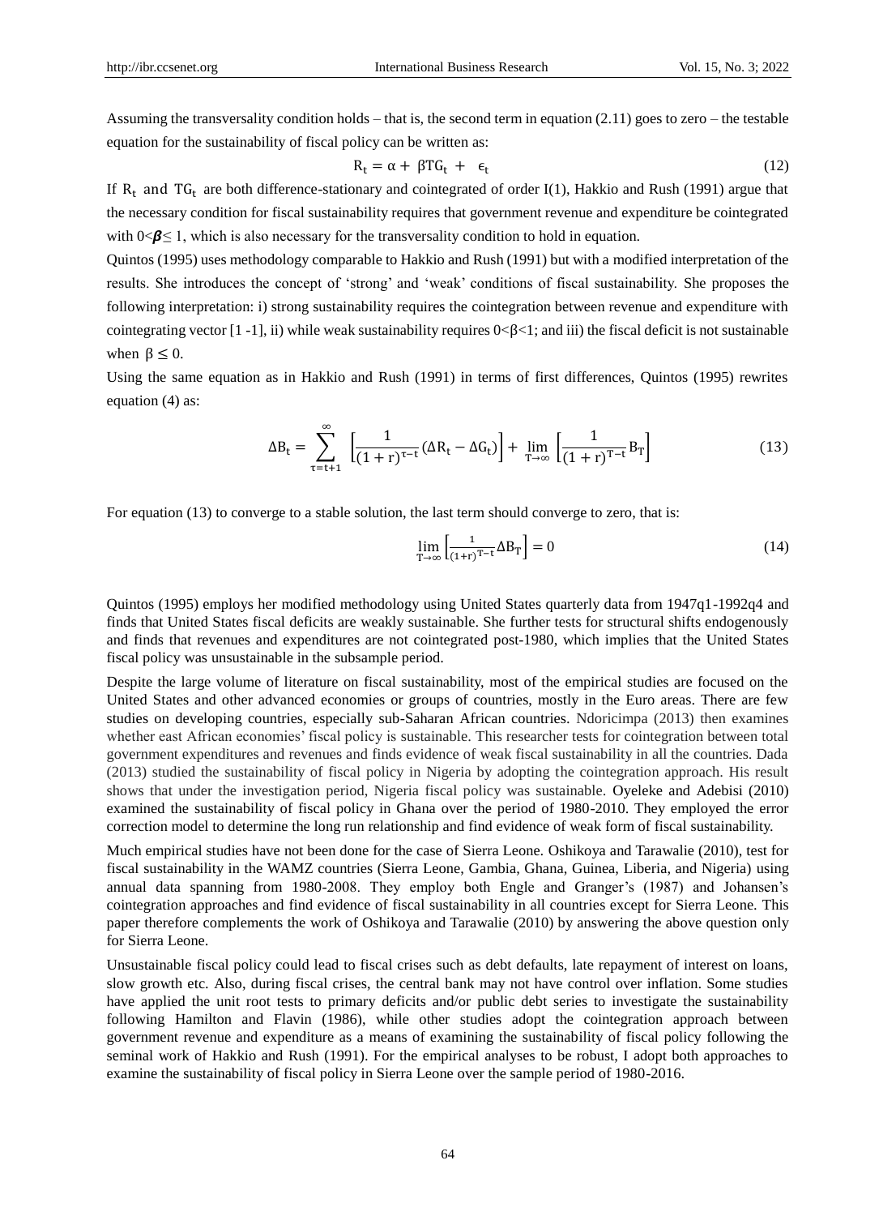Assuming the transversality condition holds – that is, the second term in equation (2.11) goes to zero – the testable equation for the sustainability of fiscal policy can be written as:

$$R_t = \alpha + \beta TG_t + \epsilon_t \tag{12}$$

If $R_t$ and $TG_t$ are both difference-stationary and cointegrated of order I(1), Hakkio and Rush (1991) argue that the necessary condition for fiscal sustainability requires that government revenue and expenditure be cointegrated with $0<\boldsymbol{\beta}\leq 1$, which is also necessary for the transversality condition to hold in equation.

Quintos (1995) uses methodology comparable to Hakkio and Rush (1991) but with a modified interpretation of the results. She introduces the concept of 'strong' and 'weak' conditions of fiscal sustainability. She proposes the following interpretation: i) strong sustainability requires the cointegration between revenue and expenditure with cointegrating vector [1 -1], ii) while weak sustainability requires $0<\beta<1$; and iii) the fiscal deficit is not sustainable when $\beta \leq 0$.

Using the same equation as in Hakkio and Rush (1991) in terms of first differences, Quintos (1995) rewrites equation (4) as:

$$\Delta B_t = \sum_{\tau=t+1}^{\infty} \left[\frac{1}{(1+r)^{\tau-t}}(\Delta R_t - \Delta G_t)\right] + \lim_{T\to\infty}\left[\frac{1}{(1+r)^{T-t}}B_T\right] \tag{13}$$

For equation (13) to converge to a stable solution, the last term should converge to zero, that is:

$$\lim_{T\to\infty}\left[\frac{1}{(1+r)^{T-t}}\Delta B_T\right] = 0 \tag{14}$$

Quintos (1995) employs her modified methodology using United States quarterly data from 1947q1-1992q4 and finds that United States fiscal deficits are weakly sustainable. She further tests for structural shifts endogenously and finds that revenues and expenditures are not cointegrated post-1980, which implies that the United States fiscal policy was unsustainable in the subsample period.

Despite the large volume of literature on fiscal sustainability, most of the empirical studies are focused on the United States and other advanced economies or groups of countries, mostly in the Euro areas. There are few studies on developing countries, especially sub-Saharan African countries. Ndoricimpa (2013) then examines whether east African economies' fiscal policy is sustainable. This researcher tests for cointegration between total government expenditures and revenues and finds evidence of weak fiscal sustainability in all the countries. Dada (2013) studied the sustainability of fiscal policy in Nigeria by adopting the cointegration approach. His result shows that under the investigation period, Nigeria fiscal policy was sustainable. Oyeleke and Adebisi (2010) examined the sustainability of fiscal policy in Ghana over the period of 1980-2010. They employed the error correction model to determine the long run relationship and find evidence of weak form of fiscal sustainability.

Much empirical studies have not been done for the case of Sierra Leone. Oshikoya and Tarawalie (2010), test for fiscal sustainability in the WAMZ countries (Sierra Leone, Gambia, Ghana, Guinea, Liberia, and Nigeria) using annual data spanning from 1980-2008. They employ both Engle and Granger's (1987) and Johansen's cointegration approaches and find evidence of fiscal sustainability in all countries except for Sierra Leone. This paper therefore complements the work of Oshikoya and Tarawalie (2010) by answering the above question only for Sierra Leone.

Unsustainable fiscal policy could lead to fiscal crises such as debt defaults, late repayment of interest on loans, slow growth etc. Also, during fiscal crises, the central bank may not have control over inflation. Some studies have applied the unit root tests to primary deficits and/or public debt series to investigate the sustainability following Hamilton and Flavin (1986), while other studies adopt the cointegration approach between government revenue and expenditure as a means of examining the sustainability of fiscal policy following the seminal work of Hakkio and Rush (1991). For the empirical analyses to be robust, I adopt both approaches to examine the sustainability of fiscal policy in Sierra Leone over the sample period of 1980-2016.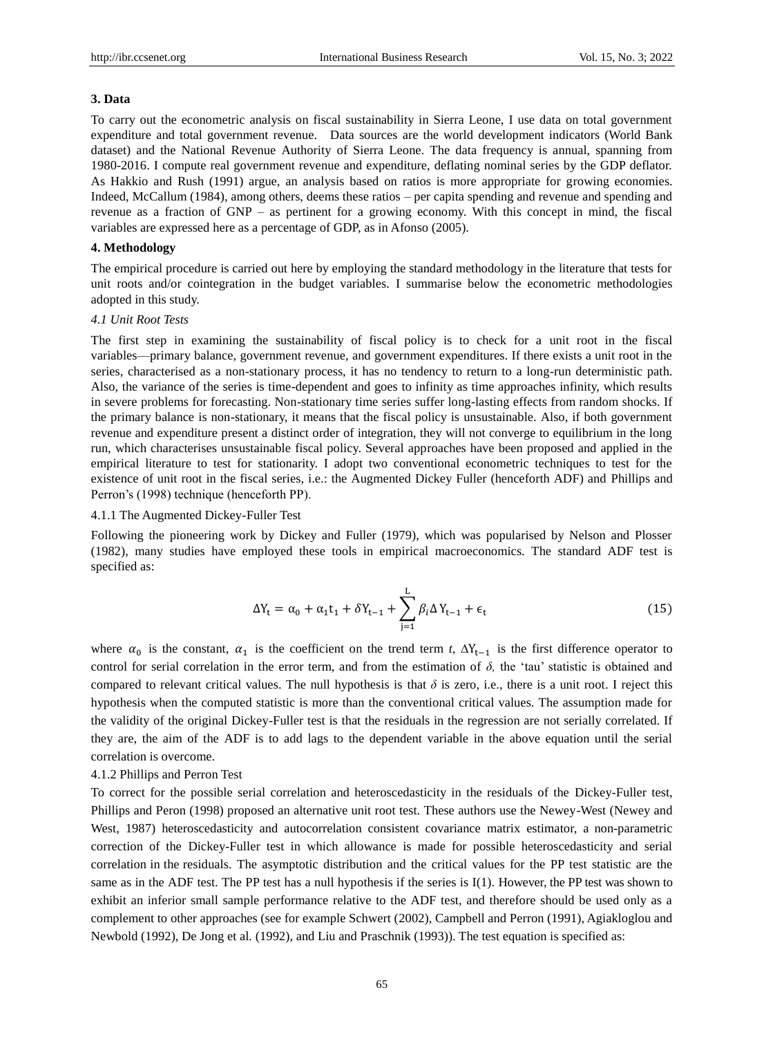### 3. Data

To carry out the econometric analysis on fiscal sustainability in Sierra Leone, I use data on total government expenditure and total government revenue. Data sources are the world development indicators (World Bank dataset) and the National Revenue Authority of Sierra Leone. The data frequency is annual, spanning from 1980-2016. I compute real government revenue and expenditure, deflating nominal series by the GDP deflator. As Hakkio and Rush (1991) argue, an analysis based on ratios is more appropriate for growing economies. Indeed, McCallum (1984), among others, deems these ratios – per capita spending and revenue and spending and revenue as a fraction of GNP – as pertinent for a growing economy. With this concept in mind, the fiscal variables are expressed here as a percentage of GDP, as in Afonso (2005).

### 4. Methodology

The empirical procedure is carried out here by employing the standard methodology in the literature that tests for unit roots and/or cointegration in the budget variables. I summarise below the econometric methodologies adopted in this study.

#### *4.1 Unit Root Tests*

The first step in examining the sustainability of fiscal policy is to check for a unit root in the fiscal variables—primary balance, government revenue, and government expenditures. If there exists a unit root in the series, characterised as a non-stationary process, it has no tendency to return to a long-run deterministic path. Also, the variance of the series is time-dependent and goes to infinity as time approaches infinity, which results in severe problems for forecasting. Non-stationary time series suffer long-lasting effects from random shocks. If the primary balance is non-stationary, it means that the fiscal policy is unsustainable. Also, if both government revenue and expenditure present a distinct order of integration, they will not converge to equilibrium in the long run, which characterises unsustainable fiscal policy. Several approaches have been proposed and applied in the empirical literature to test for stationarity. I adopt two conventional econometric techniques to test for the existence of unit root in the fiscal series, i.e.: the Augmented Dickey Fuller (henceforth ADF) and Phillips and Perron's (1998) technique (henceforth PP).

4.1.1 The Augmented Dickey-Fuller Test

Following the pioneering work by Dickey and Fuller (1979), which was popularised by Nelson and Plosser (1982), many studies have employed these tools in empirical macroeconomics. The standard ADF test is specified as:

$$\Delta Y_t = \alpha_0 + \alpha_1 t_1 + \delta Y_{t-1} + \sum_{j=1}^{L} \beta_i \Delta Y_{t-1} + \epsilon_t \tag{15}$$

where $\alpha_0$ is the constant, $\alpha_1$ is the coefficient on the trend term *t*, $\Delta Y_{t-1}$ is the first difference operator to control for serial correlation in the error term, and from the estimation of *δ,* the 'tau' statistic is obtained and compared to relevant critical values. The null hypothesis is that *δ* is zero, i.e., there is a unit root. I reject this hypothesis when the computed statistic is more than the conventional critical values. The assumption made for the validity of the original Dickey-Fuller test is that the residuals in the regression are not serially correlated. If they are, the aim of the ADF is to add lags to the dependent variable in the above equation until the serial correlation is overcome.

4.1.2 Phillips and Perron Test

To correct for the possible serial correlation and heteroscedasticity in the residuals of the Dickey-Fuller test, Phillips and Peron (1998) proposed an alternative unit root test. These authors use the Newey-West (Newey and West, 1987) heteroscedasticity and autocorrelation consistent covariance matrix estimator, a non-parametric correction of the Dickey-Fuller test in which allowance is made for possible heteroscedasticity and serial correlation in the residuals. The asymptotic distribution and the critical values for the PP test statistic are the same as in the ADF test. The PP test has a null hypothesis if the series is I(1). However, the PP test was shown to exhibit an inferior small sample performance relative to the ADF test, and therefore should be used only as a complement to other approaches (see for example Schwert (2002), Campbell and Perron (1991), Agiakloglou and Newbold (1992), De Jong et al. (1992), and Liu and Praschnik (1993)). The test equation is specified as: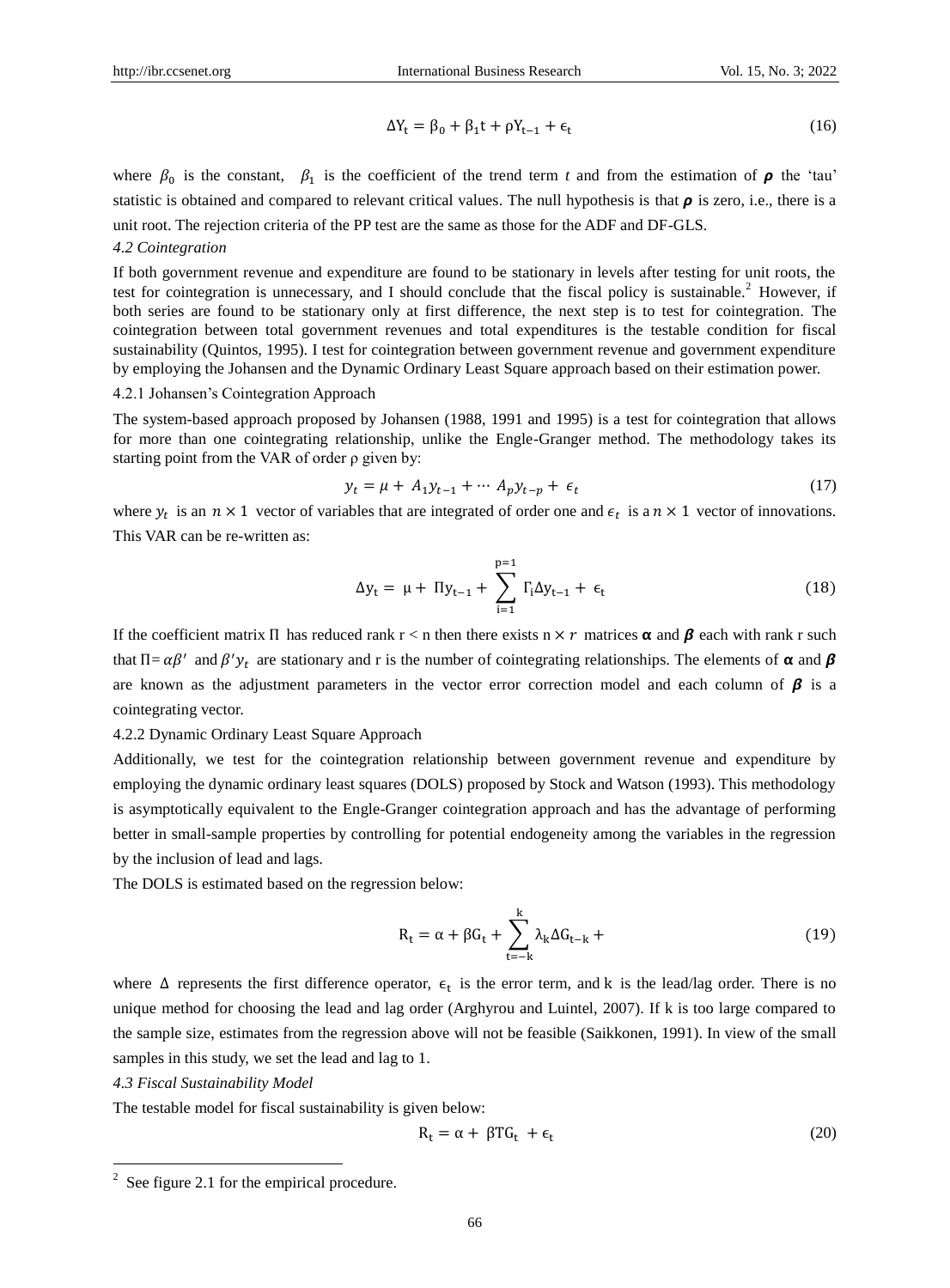$$\Delta Y_t = \beta_0 + \beta_1 t + \rho Y_{t-1} + \epsilon_t \tag{16}$$

where $\beta_0$ is the constant, $\beta_1$ is the coefficient of the trend term $t$ and from the estimation of $\boldsymbol{\rho}$ the 'tau' statistic is obtained and compared to relevant critical values. The null hypothesis is that $\boldsymbol{\rho}$ is zero, i.e., there is a unit root. The rejection criteria of the PP test are the same as those for the ADF and DF-GLS.

### *4.2 Cointegration*

If both government revenue and expenditure are found to be stationary in levels after testing for unit roots, the test for cointegration is unnecessary, and I should conclude that the fiscal policy is sustainable.[2] However, if both series are found to be stationary only at first difference, the next step is to test for cointegration. The cointegration between total government revenues and total expenditures is the testable condition for fiscal sustainability (Quintos, 1995). I test for cointegration between government revenue and government expenditure by employing the Johansen and the Dynamic Ordinary Least Square approach based on their estimation power.

#### 4.2.1 Johansen's Cointegration Approach

The system-based approach proposed by Johansen (1988, 1991 and 1995) is a test for cointegration that allows for more than one cointegrating relationship, unlike the Engle-Granger method. The methodology takes its starting point from the VAR of order ρ given by:

$$y_t = \mu + A_1 y_{t-1} + \cdots A_p y_{t-p} + \epsilon_t \tag{17}$$

where $y_t$ is an $n \times 1$ vector of variables that are integrated of order one and $\epsilon_t$ is a $n \times 1$ vector of innovations. This VAR can be re-written as:

$$\Delta y_t = \mu + \Pi y_{t-1} + \sum_{i=1}^{p=1} \Gamma_i \Delta y_{t-1} + \epsilon_t \tag{18}$$

If the coefficient matrix $\Pi$ has reduced rank $r < n$ then there exists $n \times r$ matrices $\boldsymbol{\alpha}$ and $\boldsymbol{\beta}$ each with rank r such that $\Pi = \alpha\beta'$ and $\beta' y_t$ are stationary and r is the number of cointegrating relationships. The elements of $\boldsymbol{\alpha}$ and $\boldsymbol{\beta}$ are known as the adjustment parameters in the vector error correction model and each column of $\boldsymbol{\beta}$ is a cointegrating vector.

#### 4.2.2 Dynamic Ordinary Least Square Approach

Additionally, we test for the cointegration relationship between government revenue and expenditure by employing the dynamic ordinary least squares (DOLS) proposed by Stock and Watson (1993). This methodology is asymptotically equivalent to the Engle-Granger cointegration approach and has the advantage of performing better in small-sample properties by controlling for potential endogeneity among the variables in the regression by the inclusion of lead and lags.

The DOLS is estimated based on the regression below:

$$R_t = \alpha + \beta G_t + \sum_{t=-k}^{k} \lambda_k \Delta G_{t-k} + \tag{19}$$

where $\Delta$ represents the first difference operator, $\epsilon_t$ is the error term, and k is the lead/lag order. There is no unique method for choosing the lead and lag order (Arghyrou and Luintel, 2007). If k is too large compared to the sample size, estimates from the regression above will not be feasible (Saikkonen, 1991). In view of the small samples in this study, we set the lead and lag to 1.

### *4.3 Fiscal Sustainability Model*

The testable model for fiscal sustainability is given below:

$$R_t = \alpha + \beta TG_t + \epsilon_t \tag{20}$$

[2] See figure 2.1 for the empirical procedure.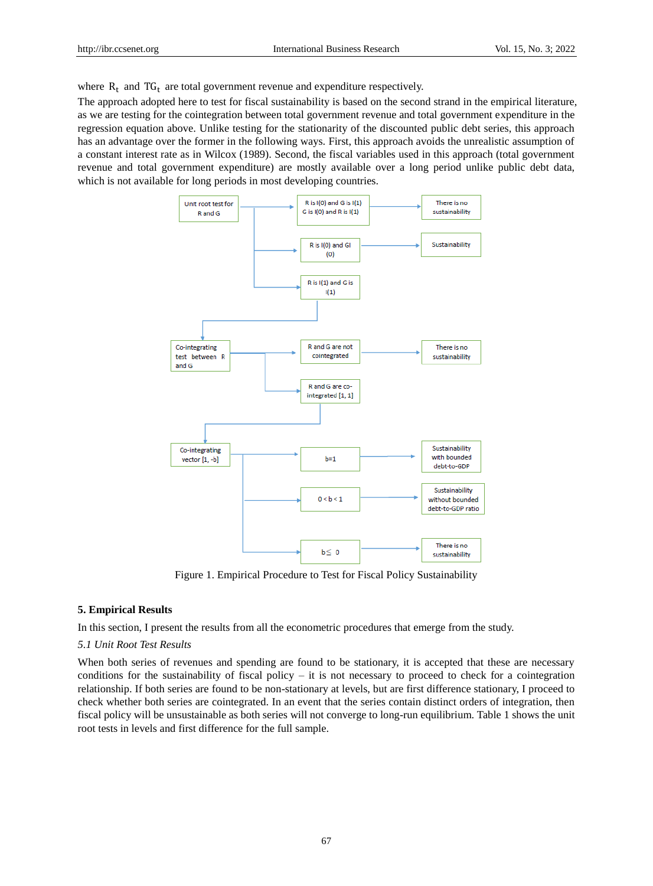where $R_t$ and $TG_t$ are total government revenue and expenditure respectively.

The approach adopted here to test for fiscal sustainability is based on the second strand in the empirical literature, as we are testing for the cointegration between total government revenue and total government expenditure in the regression equation above. Unlike testing for the stationarity of the discounted public debt series, this approach has an advantage over the former in the following ways. First, this approach avoids the unrealistic assumption of a constant interest rate as in Wilcox (1989). Second, the fiscal variables used in this approach (total government revenue and total government expenditure) are mostly available over a long period unlike public debt data, which is not available for long periods in most developing countries.

Figure 1. Empirical Procedure to Test for Fiscal Policy Sustainability

## 5. Empirical Results

In this section, I present the results from all the econometric procedures that emerge from the study.

### *5.1 Unit Root Test Results*

When both series of revenues and spending are found to be stationary, it is accepted that these are necessary conditions for the sustainability of fiscal policy – it is not necessary to proceed to check for a cointegration relationship. If both series are found to be non-stationary at levels, but are first difference stationary, I proceed to check whether both series are cointegrated. In an event that the series contain distinct orders of integration, then fiscal policy will be unsustainable as both series will not converge to long-run equilibrium. Table 1 shows the unit root tests in levels and first difference for the full sample.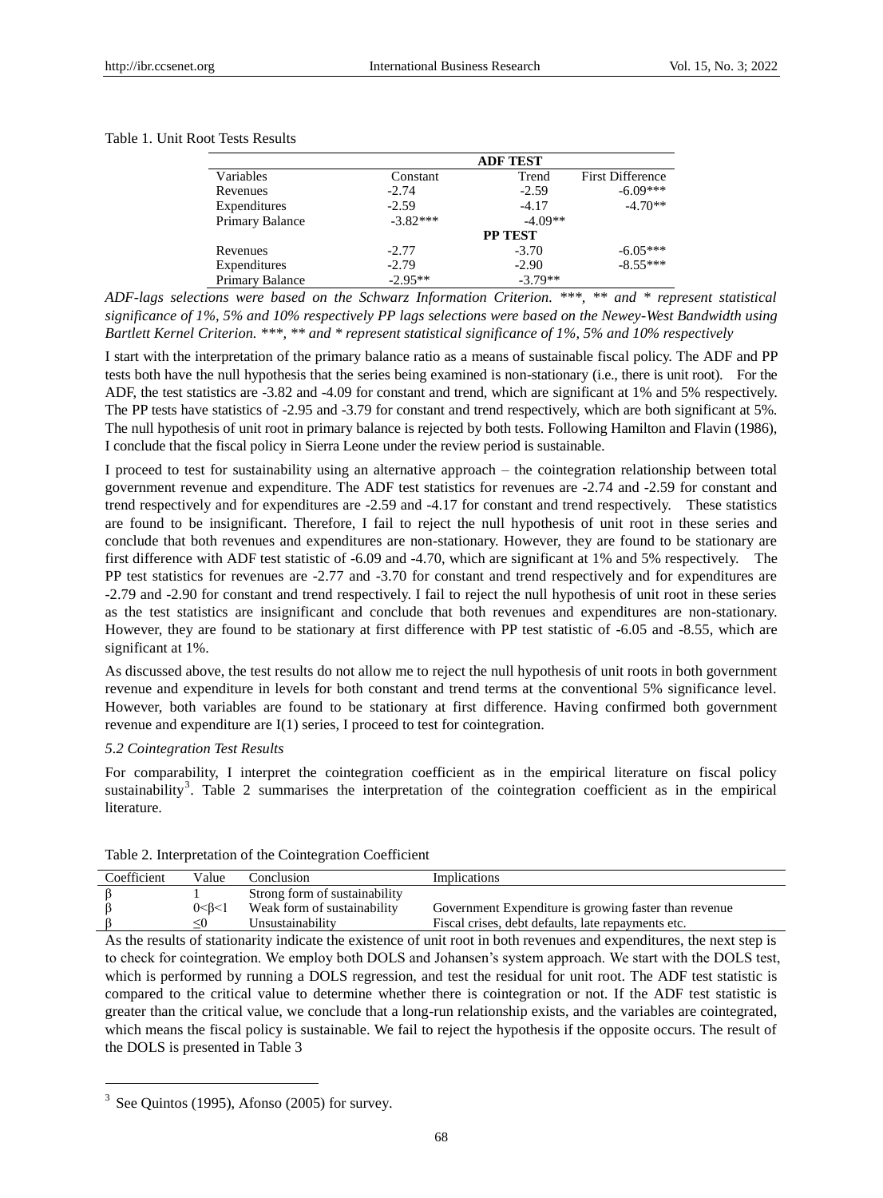Table 1. Unit Root Tests Results

| | ADF TEST | | |
|---|---|---|---|
| Variables | Constant | Trend | First Difference |
| Revenues | -2.74 | -2.59 | -6.09*** |
| Expenditures | -2.59 | -4.17 | -4.70** |
| Primary Balance | -3.82*** | -4.09** | |
| | **PP TEST** | | |
| Revenues | -2.77 | -3.70 | -6.05*** |
| Expenditures | -2.79 | -2.90 | -8.55*** |
| Primary Balance | -2.95** | -3.79** | |

*ADF-lags selections were based on the Schwarz Information Criterion. \*\*\*, \*\* and \* represent statistical significance of 1%, 5% and 10% respectively PP lags selections were based on the Newey-West Bandwidth using Bartlett Kernel Criterion. \*\*\*, \*\* and \* represent statistical significance of 1%, 5% and 10% respectively*

I start with the interpretation of the primary balance ratio as a means of sustainable fiscal policy. The ADF and PP tests both have the null hypothesis that the series being examined is non-stationary (i.e., there is unit root). For the ADF, the test statistics are -3.82 and -4.09 for constant and trend, which are significant at 1% and 5% respectively. The PP tests have statistics of -2.95 and -3.79 for constant and trend respectively, which are both significant at 5%. The null hypothesis of unit root in primary balance is rejected by both tests. Following Hamilton and Flavin (1986), I conclude that the fiscal policy in Sierra Leone under the review period is sustainable.

I proceed to test for sustainability using an alternative approach – the cointegration relationship between total government revenue and expenditure. The ADF test statistics for revenues are -2.74 and -2.59 for constant and trend respectively and for expenditures are -2.59 and -4.17 for constant and trend respectively. These statistics are found to be insignificant. Therefore, I fail to reject the null hypothesis of unit root in these series and conclude that both revenues and expenditures are non-stationary. However, they are found to be stationary are first difference with ADF test statistic of -6.09 and -4.70, which are significant at 1% and 5% respectively. The PP test statistics for revenues are -2.77 and -3.70 for constant and trend respectively and for expenditures are -2.79 and -2.90 for constant and trend respectively. I fail to reject the null hypothesis of unit root in these series as the test statistics are insignificant and conclude that both revenues and expenditures are non-stationary. However, they are found to be stationary at first difference with PP test statistic of -6.05 and -8.55, which are significant at 1%.

As discussed above, the test results do not allow me to reject the null hypothesis of unit roots in both government revenue and expenditure in levels for both constant and trend terms at the conventional 5% significance level. However, both variables are found to be stationary at first difference. Having confirmed both government revenue and expenditure are I(1) series, I proceed to test for cointegration.

### *5.2 Cointegration Test Results*

For comparability, I interpret the cointegration coefficient as in the empirical literature on fiscal policy sustainability[3]. Table 2 summarises the interpretation of the cointegration coefficient as in the empirical literature.

Table 2. Interpretation of the Cointegration Coefficient

| Coefficient | Value | Conclusion | Implications |
|---|---|---|---|
| $\beta$ | 1 | Strong form of sustainability | |
| $\beta$ | $0<\beta<1$ | Weak form of sustainability | Government Expenditure is growing faster than revenue |
| $\beta$ | $\leq 0$ | Unsustainability | Fiscal crises, debt defaults, late repayments etc. |

As the results of stationarity indicate the existence of unit root in both revenues and expenditures, the next step is to check for cointegration. We employ both DOLS and Johansen's system approach. We start with the DOLS test, which is performed by running a DOLS regression, and test the residual for unit root. The ADF test statistic is compared to the critical value to determine whether there is cointegration or not. If the ADF test statistic is greater than the critical value, we conclude that a long-run relationship exists, and the variables are cointegrated, which means the fiscal policy is sustainable. We fail to reject the hypothesis if the opposite occurs. The result of the DOLS is presented in Table 3

[3] See Quintos (1995), Afonso (2005) for survey.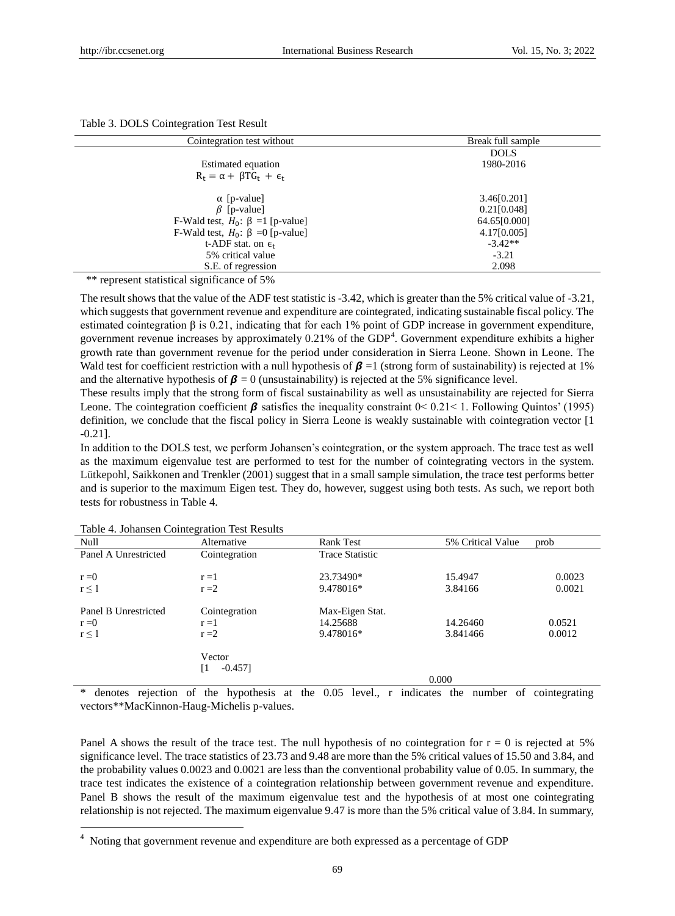Table 3. DOLS Cointegration Test Result

| Cointegration test without | Break full sample |
|---|---|
| | DOLS |
| Estimated equation | 1980-2016 |
| $R_t = \alpha + \beta TG_t + \epsilon_t$ | |
| $\alpha$ [p-value] | 3.46[0.201] |
| $\beta$ [p-value] | 0.21[0.048] |
| F-Wald test, $H_0$: $\beta$ =1 [p-value] | 64.65[0.000] |
| F-Wald test, $H_0$: $\beta$ =0 [p-value] | 4.17[0.005] |
| t-ADF stat. on $\epsilon_t$ | -3.42** |
| 5% critical value | -3.21 |
| S.E. of regression | 2.098 |

** represent statistical significance of 5%

The result shows that the value of the ADF test statistic is -3.42, which is greater than the 5% critical value of -3.21, which suggests that government revenue and expenditure are cointegrated, indicating sustainable fiscal policy. The estimated cointegration β is 0.21, indicating that for each 1% point of GDP increase in government expenditure, government revenue increases by approximately 0.21% of the GDP[4]. Government expenditure exhibits a higher growth rate than government revenue for the period under consideration in Sierra Leone. Shown in Leone. The Wald test for coefficient restriction with a null hypothesis of $\boldsymbol{\beta}$ =1 (strong form of sustainability) is rejected at 1% and the alternative hypothesis of $\boldsymbol{\beta}$ = 0 (unsustainability) is rejected at the 5% significance level.

These results imply that the strong form of fiscal sustainability as well as unsustainability are rejected for Sierra Leone. The cointegration coefficient $\boldsymbol{\beta}$ satisfies the inequality constraint 0< 0.21< 1. Following Quintos' (1995) definition, we conclude that the fiscal policy in Sierra Leone is weakly sustainable with cointegration vector [1 -0.21].

In addition to the DOLS test, we perform Johansen's cointegration, or the system approach. The trace test as well as the maximum eigenvalue test are performed to test for the number of cointegrating vectors in the system. Lütkepohl, Saikkonen and Trenkler (2001) suggest that in a small sample simulation, the trace test performs better and is superior to the maximum Eigen test. They do, however, suggest using both tests. As such, we report both tests for robustness in Table 4.

Table 4. Johansen Cointegration Test Results

| Null | Alternative | Rank Test | 5% Critical Value | prob |
|---|---|---|---|---|
| Panel A Unrestricted | Cointegration | Trace Statistic | | |
| r =0 | r =1 | 23.73490* | 15.4947 | 0.0023 |
| r ≤ 1 | r =2 | 9.478016* | 3.84166 | 0.0021 |
| Panel B Unrestricted | Cointegration | Max-Eigen Stat. | | |
| r =0 | r =1 | 14.25688 | 14.26460 | 0.0521 |
| r ≤ 1 | r =2 | 9.478016* | 3.841466 | 0.0012 |
| | Vector | | | |
| | [1 -0.457] | | | |
| | | | 0.000 | |

\* denotes rejection of the hypothesis at the 0.05 level., r indicates the number of cointegrating vectors**MacKinnon-Haug-Michelis p-values.

Panel A shows the result of the trace test. The null hypothesis of no cointegration for r = 0 is rejected at 5% significance level. The trace statistics of 23.73 and 9.48 are more than the 5% critical values of 15.50 and 3.84, and the probability values 0.0023 and 0.0021 are less than the conventional probability value of 0.05. In summary, the trace test indicates the existence of a cointegration relationship between government revenue and expenditure. Panel B shows the result of the maximum eigenvalue test and the hypothesis of at most one cointegrating relationship is not rejected. The maximum eigenvalue 9.47 is more than the 5% critical value of 3.84. In summary,

[4] Noting that government revenue and expenditure are both expressed as a percentage of GDP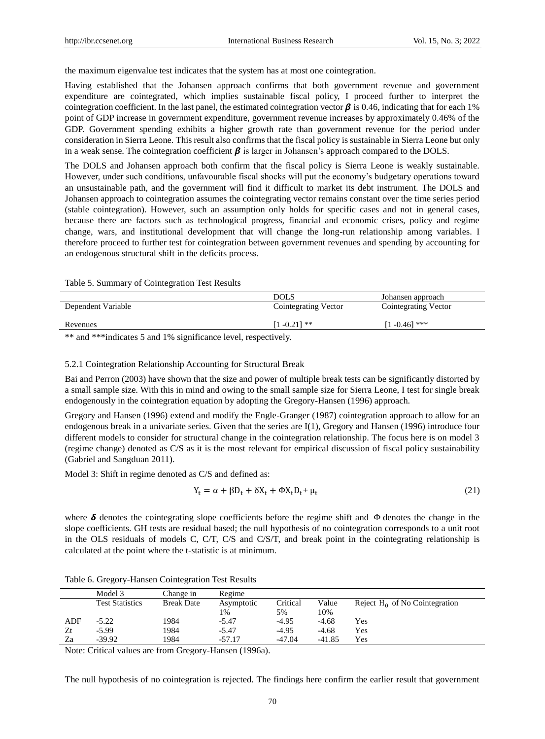the maximum eigenvalue test indicates that the system has at most one cointegration.

Having established that the Johansen approach confirms that both government revenue and government expenditure are cointegrated, which implies sustainable fiscal policy, I proceed further to interpret the cointegration coefficient. In the last panel, the estimated cointegration vector $\boldsymbol{\beta}$ is 0.46, indicating that for each 1% point of GDP increase in government expenditure, government revenue increases by approximately 0.46% of the GDP. Government spending exhibits a higher growth rate than government revenue for the period under consideration in Sierra Leone. This result also confirms that the fiscal policy is sustainable in Sierra Leone but only in a weak sense. The cointegration coefficient $\boldsymbol{\beta}$ is larger in Johansen's approach compared to the DOLS.

The DOLS and Johansen approach both confirm that the fiscal policy is Sierra Leone is weakly sustainable. However, under such conditions, unfavourable fiscal shocks will put the economy's budgetary operations toward an unsustainable path, and the government will find it difficult to market its debt instrument. The DOLS and Johansen approach to cointegration assumes the cointegrating vector remains constant over the time series period (stable cointegration). However, such an assumption only holds for specific cases and not in general cases, because there are factors such as technological progress, financial and economic crises, policy and regime change, wars, and institutional development that will change the long-run relationship among variables. I therefore proceed to further test for cointegration between government revenues and spending by accounting for an endogenous structural shift in the deficits process.

Table 5. Summary of Cointegration Test Results

| | DOLS | Johansen approach |
|---|---|---|
| Dependent Variable | Cointegrating Vector | Cointegrating Vector |
| Revenues | [1 -0.21] ** | [1 -0.46] *** |

** and ***indicates 5 and 1% significance level, respectively.

### 5.2.1 Cointegration Relationship Accounting for Structural Break

Bai and Perron (2003) have shown that the size and power of multiple break tests can be significantly distorted by a small sample size. With this in mind and owing to the small sample size for Sierra Leone, I test for single break endogenously in the cointegration equation by adopting the Gregory-Hansen (1996) approach.

Gregory and Hansen (1996) extend and modify the Engle-Granger (1987) cointegration approach to allow for an endogenous break in a univariate series. Given that the series are I(1), Gregory and Hansen (1996) introduce four different models to consider for structural change in the cointegration relationship. The focus here is on model 3 (regime change) denoted as C/S as it is the most relevant for empirical discussion of fiscal policy sustainability (Gabriel and Sangduan 2011).

Model 3: Shift in regime denoted as C/S and defined as:

$$Y_t = \alpha + \beta D_t + \delta X_t + \Phi X_t D_t + \mu_t \tag{21}$$

where $\boldsymbol{\delta}$ denotes the cointegrating slope coefficients before the regime shift and $\Phi$ denotes the change in the slope coefficients. GH tests are residual based; the null hypothesis of no cointegration corresponds to a unit root in the OLS residuals of models C, C/T, C/S and C/S/T, and break point in the cointegrating relationship is calculated at the point where the t-statistic is at minimum.

Table 6. Gregory-Hansen Cointegration Test Results

| | Model 3 | Change in | Regime | | | |
|---|---|---|---|---|---|---|
| | Test Statistics | Break Date | Asymptotic 1% | Critical 5% | Value 10% | Reject $H_0$ of No Cointegration |
| ADF | -5.22 | 1984 | -5.47 | -4.95 | -4.68 | Yes |
| Zt | -5.99 | 1984 | -5.47 | -4.95 | -4.68 | Yes |
| Za | -39.92 | 1984 | -57.17 | -47.04 | -41.85 | Yes |

Note: Critical values are from Gregory-Hansen (1996a).

The null hypothesis of no cointegration is rejected. The findings here confirm the earlier result that government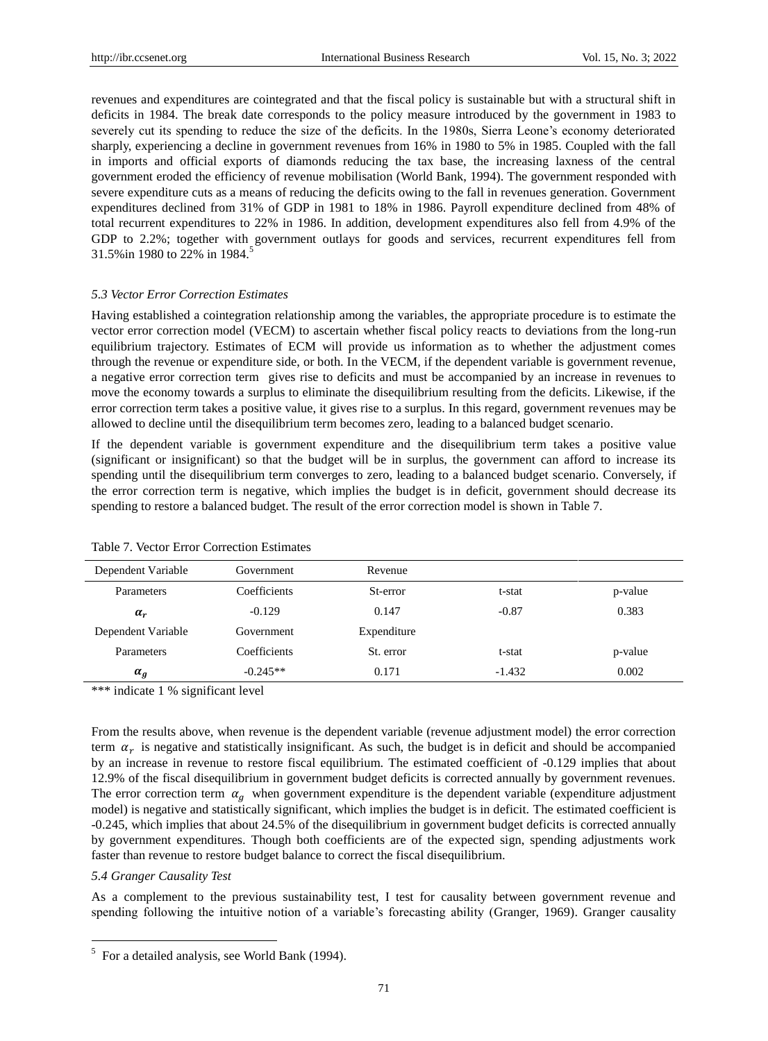revenues and expenditures are cointegrated and that the fiscal policy is sustainable but with a structural shift in deficits in 1984. The break date corresponds to the policy measure introduced by the government in 1983 to severely cut its spending to reduce the size of the deficits. In the 1980s, Sierra Leone's economy deteriorated sharply, experiencing a decline in government revenues from 16% in 1980 to 5% in 1985. Coupled with the fall in imports and official exports of diamonds reducing the tax base, the increasing laxness of the central government eroded the efficiency of revenue mobilisation (World Bank, 1994). The government responded with severe expenditure cuts as a means of reducing the deficits owing to the fall in revenues generation. Government expenditures declined from 31% of GDP in 1981 to 18% in 1986. Payroll expenditure declined from 48% of total recurrent expenditures to 22% in 1986. In addition, development expenditures also fell from 4.9% of the GDP to 2.2%; together with government outlays for goods and services, recurrent expenditures fell from 31.5%in 1980 to 22% in 1984.[5]

### *5.3 Vector Error Correction Estimates*

Having established a cointegration relationship among the variables, the appropriate procedure is to estimate the vector error correction model (VECM) to ascertain whether fiscal policy reacts to deviations from the long-run equilibrium trajectory. Estimates of ECM will provide us information as to whether the adjustment comes through the revenue or expenditure side, or both. In the VECM, if the dependent variable is government revenue, a negative error correction term gives rise to deficits and must be accompanied by an increase in revenues to move the economy towards a surplus to eliminate the disequilibrium resulting from the deficits. Likewise, if the error correction term takes a positive value, it gives rise to a surplus. In this regard, government revenues may be allowed to decline until the disequilibrium term becomes zero, leading to a balanced budget scenario.

If the dependent variable is government expenditure and the disequilibrium term takes a positive value (significant or insignificant) so that the budget will be in surplus, the government can afford to increase its spending until the disequilibrium term converges to zero, leading to a balanced budget scenario. Conversely, if the error correction term is negative, which implies the budget is in deficit, government should decrease its spending to restore a balanced budget. The result of the error correction model is shown in Table 7.

Table 7. Vector Error Correction Estimates

| Dependent Variable | Government | Revenue | | |
|---|---|---|---|---|
| Parameters | Coefficients | St-error | t-stat | p-value |
| $\alpha_r$ | -0.129 | 0.147 | -0.87 | 0.383 |
| Dependent Variable | Government | Expenditure | | |
| Parameters | Coefficients | St. error | t-stat | p-value |
| $\alpha_g$ | -0.245** | 0.171 | -1.432 | 0.002 |

*** indicate 1 % significant level

From the results above, when revenue is the dependent variable (revenue adjustment model) the error correction term $\alpha_r$ is negative and statistically insignificant. As such, the budget is in deficit and should be accompanied by an increase in revenue to restore fiscal equilibrium. The estimated coefficient of -0.129 implies that about 12.9% of the fiscal disequilibrium in government budget deficits is corrected annually by government revenues. The error correction term $\alpha_g$ when government expenditure is the dependent variable (expenditure adjustment model) is negative and statistically significant, which implies the budget is in deficit. The estimated coefficient is -0.245, which implies that about 24.5% of the disequilibrium in government budget deficits is corrected annually by government expenditures. Though both coefficients are of the expected sign, spending adjustments work faster than revenue to restore budget balance to correct the fiscal disequilibrium.

### *5.4 Granger Causality Test*

As a complement to the previous sustainability test, I test for causality between government revenue and spending following the intuitive notion of a variable's forecasting ability (Granger, 1969). Granger causality

[5] For a detailed analysis, see World Bank (1994).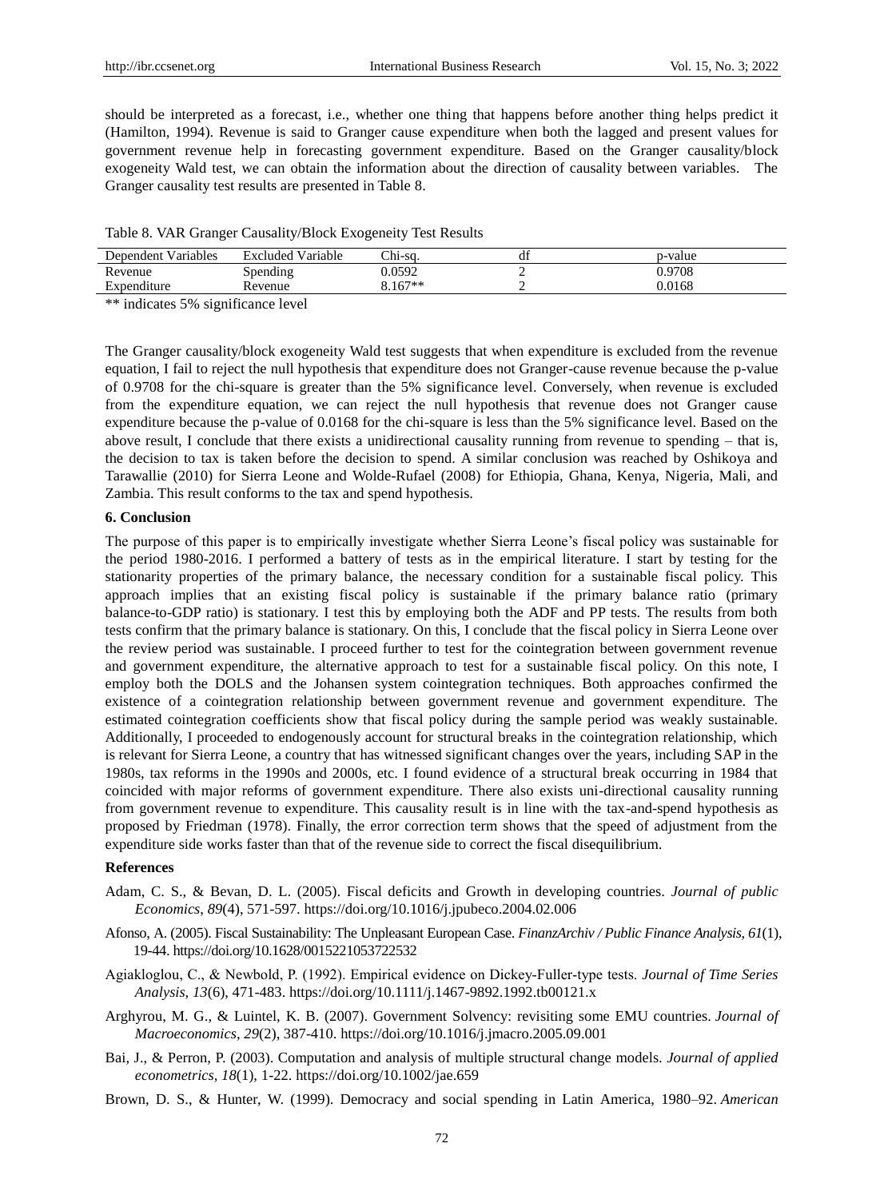should be interpreted as a forecast, i.e., whether one thing that happens before another thing helps predict it (Hamilton, 1994). Revenue is said to Granger cause expenditure when both the lagged and present values for government revenue help in forecasting government expenditure. Based on the Granger causality/block exogeneity Wald test, we can obtain the information about the direction of causality between variables. The Granger causality test results are presented in Table 8.

Table 8. VAR Granger Causality/Block Exogeneity Test Results

| Dependent Variables | Excluded Variable | Chi-sq. | df | p-value |
| --- | --- | --- | --- | --- |
| Revenue | Spending | 0.0592 | 2 | 0.9708 |
| Expenditure | Revenue | 8.167** | 2 | 0.0168 |

** indicates 5% significance level

The Granger causality/block exogeneity Wald test suggests that when expenditure is excluded from the revenue equation, I fail to reject the null hypothesis that expenditure does not Granger-cause revenue because the p-value of 0.9708 for the chi-square is greater than the 5% significance level. Conversely, when revenue is excluded from the expenditure equation, we can reject the null hypothesis that revenue does not Granger cause expenditure because the p-value of 0.0168 for the chi-square is less than the 5% significance level. Based on the above result, I conclude that there exists a unidirectional causality running from revenue to spending – that is, the decision to tax is taken before the decision to spend. A similar conclusion was reached by Oshikoya and Tarawallie (2010) for Sierra Leone and Wolde-Rufael (2008) for Ethiopia, Ghana, Kenya, Nigeria, Mali, and Zambia. This result conforms to the tax and spend hypothesis.

## 6. Conclusion

The purpose of this paper is to empirically investigate whether Sierra Leone's fiscal policy was sustainable for the period 1980-2016. I performed a battery of tests as in the empirical literature. I start by testing for the stationarity properties of the primary balance, the necessary condition for a sustainable fiscal policy. This approach implies that an existing fiscal policy is sustainable if the primary balance ratio (primary balance-to-GDP ratio) is stationary. I test this by employing both the ADF and PP tests. The results from both tests confirm that the primary balance is stationary. On this, I conclude that the fiscal policy in Sierra Leone over the review period was sustainable. I proceed further to test for the cointegration between government revenue and government expenditure, the alternative approach to test for a sustainable fiscal policy. On this note, I employ both the DOLS and the Johansen system cointegration techniques. Both approaches confirmed the existence of a cointegration relationship between government revenue and government expenditure. The estimated cointegration coefficients show that fiscal policy during the sample period was weakly sustainable. Additionally, I proceeded to endogenously account for structural breaks in the cointegration relationship, which is relevant for Sierra Leone, a country that has witnessed significant changes over the years, including SAP in the 1980s, tax reforms in the 1990s and 2000s, etc. I found evidence of a structural break occurring in 1984 that coincided with major reforms of government expenditure. There also exists uni-directional causality running from government revenue to expenditure. This causality result is in line with the tax-and-spend hypothesis as proposed by Friedman (1978). Finally, the error correction term shows that the speed of adjustment from the expenditure side works faster than that of the revenue side to correct the fiscal disequilibrium.

## References

Adam, C. S., & Bevan, D. L. (2005). Fiscal deficits and Growth in developing countries. *Journal of public Economics*, *89*(4), 571-597. https://doi.org/10.1016/j.jpubeco.2004.02.006

Afonso, A. (2005). Fiscal Sustainability: The Unpleasant European Case. *FinanzArchiv / Public Finance Analysis*, *61*(1), 19-44. https://doi.org/10.1628/0015221053722532

Agiakloglou, C., & Newbold, P. (1992). Empirical evidence on Dickey-Fuller-type tests. *Journal of Time Series Analysis*, *13*(6), 471-483. https://doi.org/10.1111/j.1467-9892.1992.tb00121.x

Arghyrou, M. G., & Luintel, K. B. (2007). Government Solvency: revisiting some EMU countries. *Journal of Macroeconomics*, *29*(2), 387-410. https://doi.org/10.1016/j.jmacro.2005.09.001

Bai, J., & Perron, P. (2003). Computation and analysis of multiple structural change models. *Journal of applied econometrics*, *18*(1), 1-22. https://doi.org/10.1002/jae.659

Brown, D. S., & Hunter, W. (1999). Democracy and social spending in Latin America, 1980–92. *American*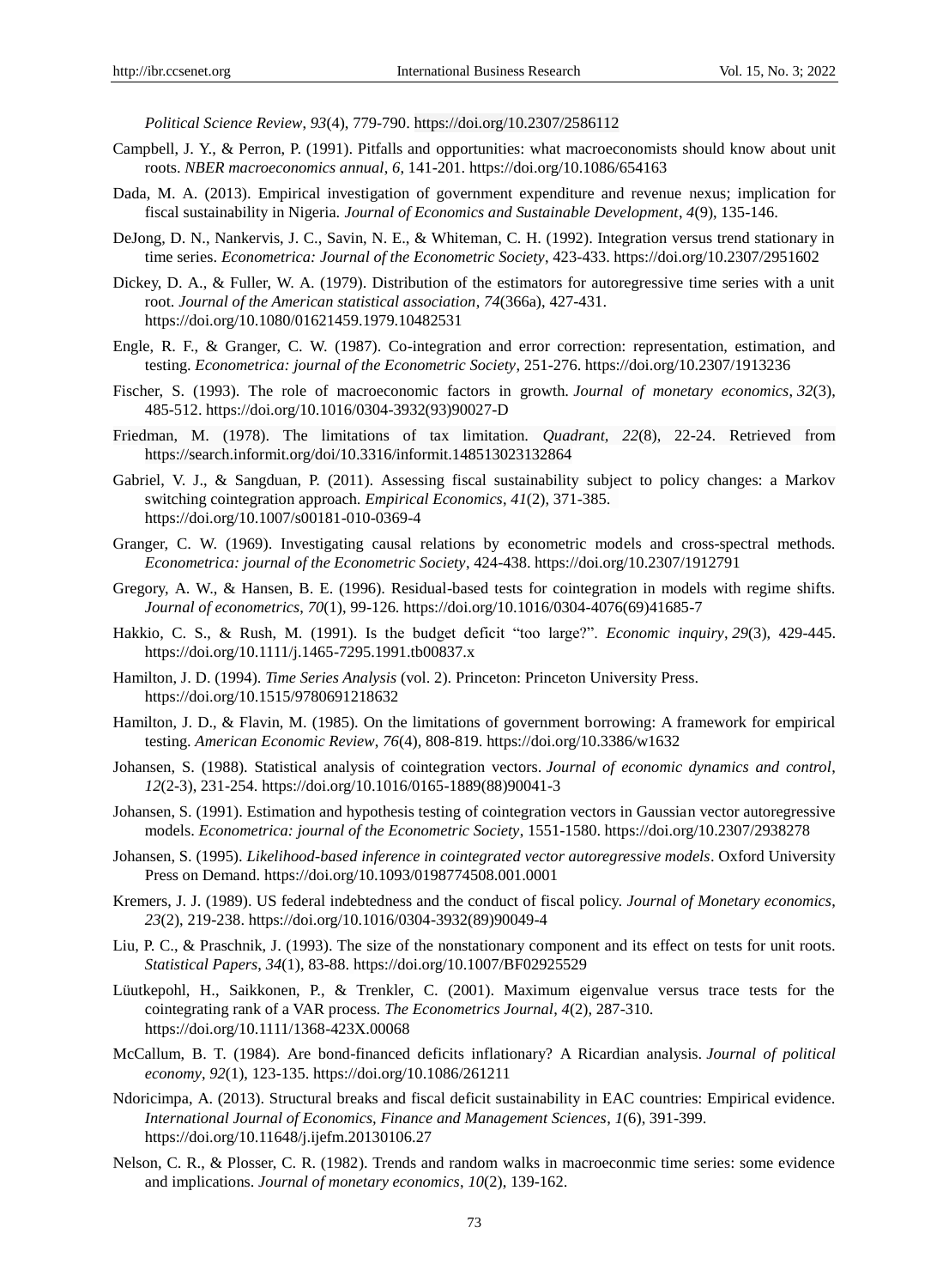*Political Science Review*, *93*(4), 779-790. https://doi.org/10.2307/2586112

Campbell, J. Y., & Perron, P. (1991). Pitfalls and opportunities: what macroeconomists should know about unit roots. *NBER macroeconomics annual*, *6*, 141-201. https://doi.org/10.1086/654163

Dada, M. A. (2013). Empirical investigation of government expenditure and revenue nexus; implication for fiscal sustainability in Nigeria. *Journal of Economics and Sustainable Development*, *4*(9), 135-146.

DeJong, D. N., Nankervis, J. C., Savin, N. E., & Whiteman, C. H. (1992). Integration versus trend stationary in time series. *Econometrica: Journal of the Econometric Society*, 423-433. https://doi.org/10.2307/2951602

Dickey, D. A., & Fuller, W. A. (1979). Distribution of the estimators for autoregressive time series with a unit root. *Journal of the American statistical association*, *74*(366a), 427-431. https://doi.org/10.1080/01621459.1979.10482531

Engle, R. F., & Granger, C. W. (1987). Co-integration and error correction: representation, estimation, and testing. *Econometrica: journal of the Econometric Society*, 251-276. https://doi.org/10.2307/1913236

Fischer, S. (1993). The role of macroeconomic factors in growth. *Journal of monetary economics*, *32*(3), 485-512. https://doi.org/10.1016/0304-3932(93)90027-D

Friedman, M. (1978). The limitations of tax limitation. *Quadrant, 22*(8), 22-24. Retrieved from https://search.informit.org/doi/10.3316/informit.148513023132864

Gabriel, V. J., & Sangduan, P. (2011). Assessing fiscal sustainability subject to policy changes: a Markov switching cointegration approach. *Empirical Economics*, *41*(2), 371-385. https://doi.org/10.1007/s00181-010-0369-4

Granger, C. W. (1969). Investigating causal relations by econometric models and cross-spectral methods. *Econometrica: journal of the Econometric Society*, 424-438. https://doi.org/10.2307/1912791

Gregory, A. W., & Hansen, B. E. (1996). Residual-based tests for cointegration in models with regime shifts. *Journal of econometrics*, *70*(1), 99-126. https://doi.org/10.1016/0304-4076(69)41685-7

Hakkio, C. S., & Rush, M. (1991). Is the budget deficit "too large?". *Economic inquiry*, *29*(3), 429-445. https://doi.org/10.1111/j.1465-7295.1991.tb00837.x

Hamilton, J. D. (1994). *Time Series Analysis* (vol. 2). Princeton: Princeton University Press. https://doi.org/10.1515/9780691218632

Hamilton, J. D., & Flavin, M. (1985). On the limitations of government borrowing: A framework for empirical testing. *American Economic Review*, *76*(4), 808-819. https://doi.org/10.3386/w1632

Johansen, S. (1988). Statistical analysis of cointegration vectors. *Journal of economic dynamics and control*, *12*(2-3), 231-254. https://doi.org/10.1016/0165-1889(88)90041-3

Johansen, S. (1991). Estimation and hypothesis testing of cointegration vectors in Gaussian vector autoregressive models. *Econometrica: journal of the Econometric Society*, 1551-1580. https://doi.org/10.2307/2938278

Johansen, S. (1995). *Likelihood-based inference in cointegrated vector autoregressive models*. Oxford University Press on Demand. https://doi.org/10.1093/0198774508.001.0001

Kremers, J. J. (1989). US federal indebtedness and the conduct of fiscal policy. *Journal of Monetary economics*, *23*(2), 219-238. https://doi.org/10.1016/0304-3932(89)90049-4

Liu, P. C., & Praschnik, J. (1993). The size of the nonstationary component and its effect on tests for unit roots. *Statistical Papers*, *34*(1), 83-88. https://doi.org/10.1007/BF02925529

Lüutkepohl, H., Saikkonen, P., & Trenkler, C. (2001). Maximum eigenvalue versus trace tests for the cointegrating rank of a VAR process. *The Econometrics Journal*, *4*(2), 287-310. https://doi.org/10.1111/1368-423X.00068

McCallum, B. T. (1984). Are bond-financed deficits inflationary? A Ricardian analysis. *Journal of political economy*, *92*(1), 123-135. https://doi.org/10.1086/261211

Ndoricimpa, A. (2013). Structural breaks and fiscal deficit sustainability in EAC countries: Empirical evidence. *International Journal of Economics, Finance and Management Sciences*, *1*(6), 391-399. https://doi.org/10.11648/j.ijefm.20130106.27

Nelson, C. R., & Plosser, C. R. (1982). Trends and random walks in macroeconmic time series: some evidence and implications. *Journal of monetary economics*, *10*(2), 139-162.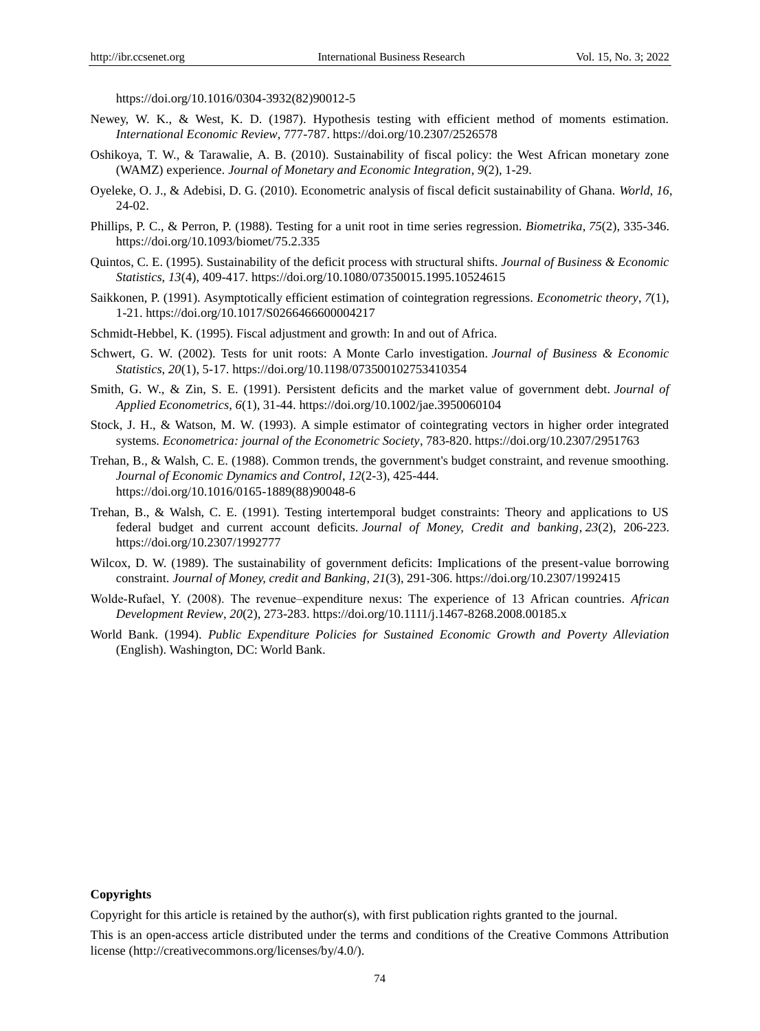https://doi.org/10.1016/0304-3932(82)90012-5

Newey, W. K., & West, K. D. (1987). Hypothesis testing with efficient method of moments estimation. *International Economic Review*, 777-787. https://doi.org/10.2307/2526578

Oshikoya, T. W., & Tarawalie, A. B. (2010). Sustainability of fiscal policy: the West African monetary zone (WAMZ) experience. *Journal of Monetary and Economic Integration*, *9*(2), 1-29.

Oyeleke, O. J., & Adebisi, D. G. (2010). Econometric analysis of fiscal deficit sustainability of Ghana. *World*, *16*, 24-02.

Phillips, P. C., & Perron, P. (1988). Testing for a unit root in time series regression. *Biometrika*, *75*(2), 335-346. https://doi.org/10.1093/biomet/75.2.335

Quintos, C. E. (1995). Sustainability of the deficit process with structural shifts. *Journal of Business & Economic Statistics*, *13*(4), 409-417. https://doi.org/10.1080/07350015.1995.10524615

Saikkonen, P. (1991). Asymptotically efficient estimation of cointegration regressions. *Econometric theory*, *7*(1), 1-21. https://doi.org/10.1017/S0266466600004217

Schmidt-Hebbel, K. (1995). Fiscal adjustment and growth: In and out of Africa.

Schwert, G. W. (2002). Tests for unit roots: A Monte Carlo investigation. *Journal of Business & Economic Statistics*, *20*(1), 5-17. https://doi.org/10.1198/073500102753410354

Smith, G. W., & Zin, S. E. (1991). Persistent deficits and the market value of government debt. *Journal of Applied Econometrics*, *6*(1), 31-44. https://doi.org/10.1002/jae.3950060104

Stock, J. H., & Watson, M. W. (1993). A simple estimator of cointegrating vectors in higher order integrated systems. *Econometrica: journal of the Econometric Society*, 783-820. https://doi.org/10.2307/2951763

Trehan, B., & Walsh, C. E. (1988). Common trends, the government's budget constraint, and revenue smoothing. *Journal of Economic Dynamics and Control*, *12*(2-3), 425-444. https://doi.org/10.1016/0165-1889(88)90048-6

Trehan, B., & Walsh, C. E. (1991). Testing intertemporal budget constraints: Theory and applications to US federal budget and current account deficits. *Journal of Money, Credit and banking*, *23*(2), 206-223. https://doi.org/10.2307/1992777

Wilcox, D. W. (1989). The sustainability of government deficits: Implications of the present-value borrowing constraint. *Journal of Money, credit and Banking*, *21*(3), 291-306. https://doi.org/10.2307/1992415

Wolde-Rufael, Y. (2008). The revenue–expenditure nexus: The experience of 13 African countries. *African Development Review*, *20*(2), 273-283. https://doi.org/10.1111/j.1467-8268.2008.00185.x

World Bank. (1994). *Public Expenditure Policies for Sustained Economic Growth and Poverty Alleviation* (English). Washington, DC: World Bank.

**Copyrights**

Copyright for this article is retained by the author(s), with first publication rights granted to the journal.

This is an open-access article distributed under the terms and conditions of the Creative Commons Attribution license (http://creativecommons.org/licenses/by/4.0/).